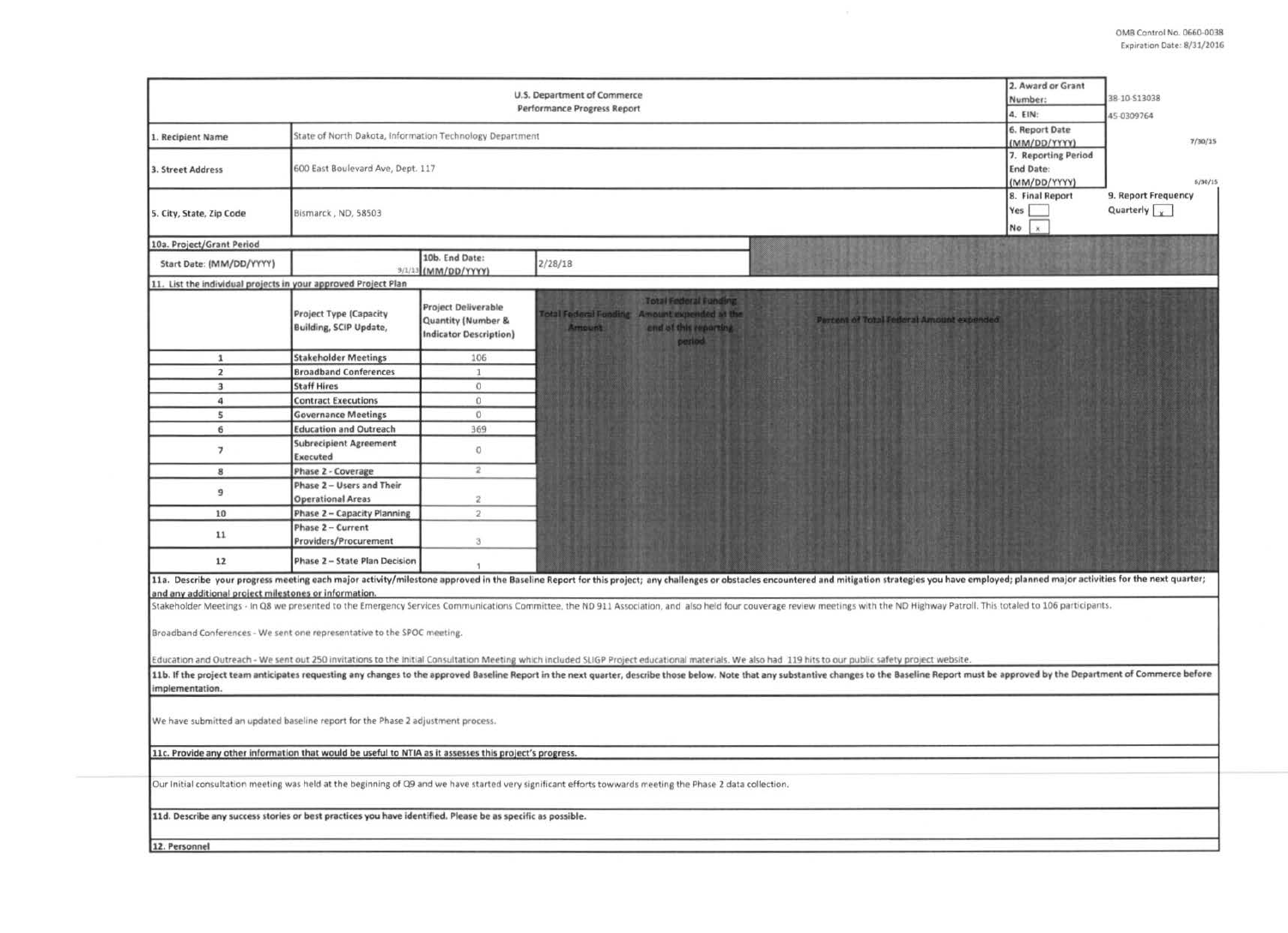OMB Control No. 0660-0038
Expiration Date: 8/31/2016

| U.S. Department of Commerce Performance Progress Report | | 2. Award or Grant Number: | 38-10-S13038 |
|---|---|---|---|
| | | 4. EIN: | 45-0309764 |
| 1. Recipient Name | State of North Dakota, Information Technology Department | 6. Report Date (MM/DD/YYYY) | 7/30/15 |
| 3. Street Address | 600 East Boulevard Ave, Dept. 117 | 7. Reporting Period End Date: (MM/DD/YYYY) | 6/30/15 |
| 5. City, State, Zip Code | Bismarck , ND, 58503 | 8. Final Report Yes [ ] No [x] | 9. Report Frequency Quarterly [x] |

| 10a. Project/Grant Period | | | |
|---|---|---|---|
| Start Date: (MM/DD/YYYY) | 9/1/13 | 10b. End Date: (MM/DD/YYYY) | 2/28/18 |

11. List the individual projects in your approved Project Plan

| | Project Type (Capacity Building, SCIP Update, | Project Deliverable Quantity (Number & Indicator Description) | Total Federal Funding Amount | Total Federal Funding Amount expended at the end of this reporting period | Percent of Total Federal Amount expended |
|---|---|---|---|---|---|
| 1 | Stakeholder Meetings | 106 | | | |
| 2 | Broadband Conferences | 1 | | | |
| 3 | Staff Hires | 0 | | | |
| 4 | Contract Executions | 0 | | | |
| 5 | Governance Meetings | 0 | | | |
| 6 | Education and Outreach | 369 | | | |
| 7 | Subrecipient Agreement Executed | 0 | | | |
| 8 | Phase 2 - Coverage | 2 | | | |
| 9 | Phase 2 – Users and Their Operational Areas | 2 | | | |
| 10 | Phase 2 – Capacity Planning | 2 | | | |
| 11 | Phase 2 – Current Providers/Procurement | 3 | | | |
| 12 | Phase 2 – State Plan Decision | 1 | | | |

**11a. Describe your progress meeting each major activity/milestone approved in the Baseline Report for this project; any challenges or obstacles encountered and mitigation strategies you have employed; planned major activities for the next quarter; and any additional project milestones or information.**

Stakeholder Meetings - In Q8 we presented to the Emergency Services Communications Committee, the ND 911 Association, and also held four couverage review meetings with the ND Highway Patroll. This totaled to 106 participants.

Broadband Conferences - We sent one representative to the SPOC meeting.

Education and Outreach - We sent out 250 invitations to the Initial Consultation Meeting which included SLIGP Project educational materials. We also had 119 hits to our public safety project website.

**11b. If the project team anticipates requesting any changes to the approved Baseline Report in the next quarter, describe those below. Note that any substantive changes to the Baseline Report must be approved by the Department of Commerce before implementation.**

We have submitted an updated baseline report for the Phase 2 adjustment process.

**11c. Provide any other information that would be useful to NTIA as it assesses this project's progress.**

Our Initial consultation meeting was held at the beginning of Q9 and we have started very significant efforts towwards meeting the Phase 2 data collection.

**11d. Describe any success stories or best practices you have identified. Please be as specific as possible.**

**12. Personnel**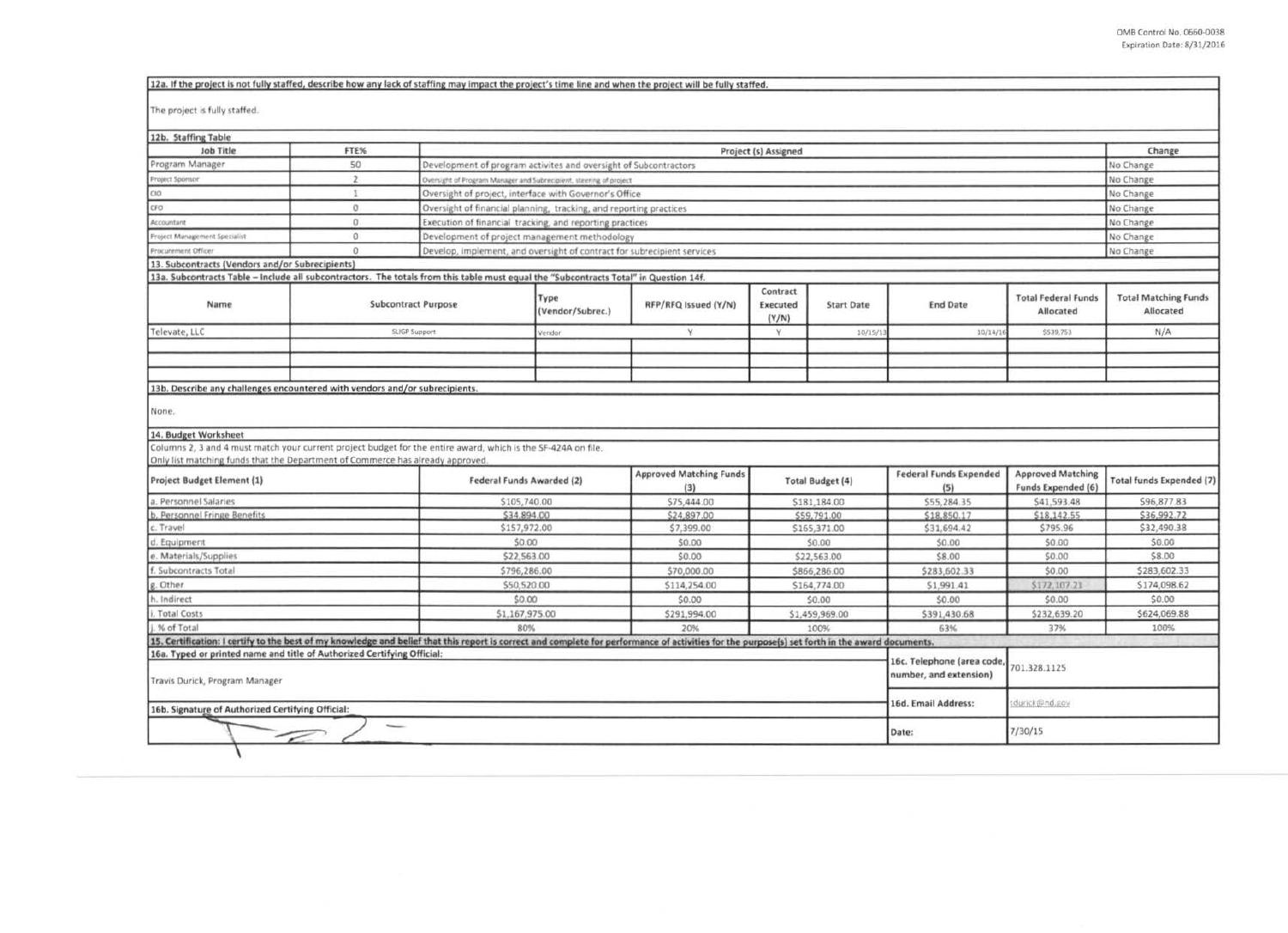OMB Control No. 0660-0038
Expiration Date: 8/31/2016

**12a. If the project is not fully staffed, describe how any lack of staffing may impact the project's time line and when the project will be fully staffed.**

The project is fully staffed.

**12b. Staffing Table**

| Job Title | FTE% | Project (s) Assigned | Change |
|---|---|---|---|
| Program Manager | 50 | Development of program activites and oversight of Subcontractors | No Change |
| Project Sponsor | 2 | Oversight of Program Manager and Subrecipient, steering of project | No Change |
| CIO | 1 | Oversight of project, interface with Governor's Office | No Change |
| CFO | 0 | Oversight of financial planning, tracking, and reporting practices | No Change |
| Accountant | 0 | Execution of financial tracking, and reporting practices | No Change |
| Project Management Specialist | 0 | Development of project management methodology | No Change |
| Procurement Officer | 0 | Develop, implement, and oversight of contract for subrecipient services | No Change |

**13. Subcontracts (Vendors and/or Subrecipients)**

**13a. Subcontracts Table – Include all subcontractors. The totals from this table must equal the "Subcontracts Total" in Question 14f.**

| Name | Subcontract Purpose | Type (Vendor/Subrec.) | RFP/RFQ Issued (Y/N) | Contract Executed (Y/N) | Start Date | End Date | Total Federal Funds Allocated | Total Matching Funds Allocated |
|---|---|---|---|---|---|---|---|---|
| Televate, LLC | SLIGP Support | Vendor | Y | Y | 10/15/13 | 10/14/16 | $539,753 | N/A |
| | | | | | | | | |
| | | | | | | | | |
| | | | | | | | | |

**13b. Describe any challenges encountered with vendors and/or subrecipients.**

None.

**14. Budget Worksheet**

Columns 2, 3 and 4 must match your current project budget for the entire award, which is the SF-424A on file.
Only list matching funds that the Department of Commerce has already approved.

| Project Budget Element (1) | Federal Funds Awarded (2) | Approved Matching Funds (3) | Total Budget (4) | Federal Funds Expended (5) | Approved Matching Funds Expended (6) | Total funds Expended (7) |
|---|---|---|---|---|---|---|
| a. Personnel Salaries | $105,740.00 | $75,444.00 | $181,184.00 | $55,284.35 | $41,593.48 | $96,877.83 |
| b. Personnel Fringe Benefits | $34,894.00 | $24,897.00 | $59,791.00 | $18,850.17 | $18,142.55 | $36,992.72 |
| c. Travel | $157,972.00 | $7,399.00 | $165,371.00 | $31,694.42 | $795.96 | $32,490.38 |
| d. Equipment | $0.00 | $0.00 | $0.00 | $0.00 | $0.00 | $0.00 |
| e. Materials/Supplies | $22,563.00 | $0.00 | $22,563.00 | $8.00 | $0.00 | $8.00 |
| f. Subcontracts Total | $796,286.00 | $70,000.00 | $866,286.00 | $283,602.33 | $0.00 | $283,602.33 |
| g. Other | $50,520.00 | $114,254.00 | $164,774.00 | $1,991.41 | $172,107.21 | $174,098.62 |
| h. Indirect | $0.00 | $0.00 | $0.00 | $0.00 | $0.00 | $0.00 |
| i. Total Costs | $1,167,975.00 | $291,994.00 | $1,459,969.00 | $391,430.68 | $232,639.20 | $624,069.88 |
| j. % of Total | 80% | 20% | 100% | 63% | 37% | 100% |

**15. Certification: I certify to the best of my knowledge and belief that this report is correct and complete for performance of activities for the purpose(s) set forth in the award documents.**

| | | |
|---|---|---|
| **16a. Typed or printed name and title of Authorized Certifying Official:** Travis Durick, Program Manager | 16c. Telephone (area code, number, and extension) | 701.328.1125 |
| | 16d. Email Address: | tdurick@nd.gov |
| **16b. Signature of Authorized Certifying Official:** | Date: | 7/30/15 |